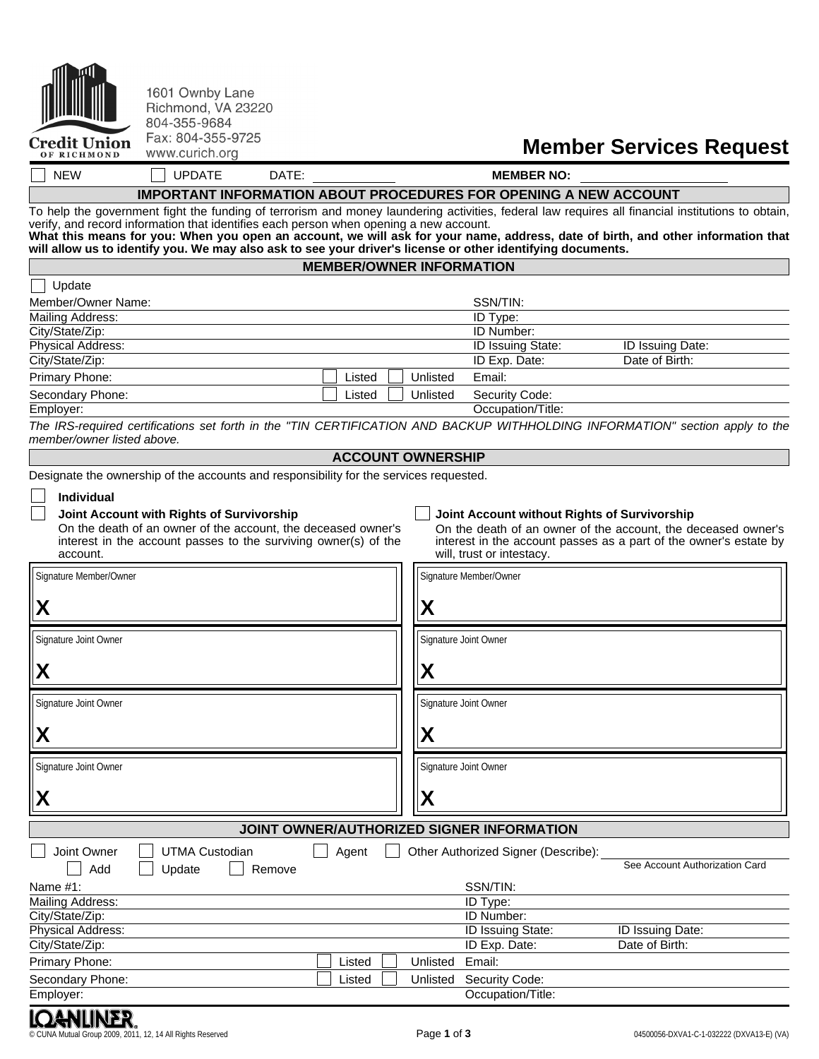Credit Union OF RICHMOND

1601 Ownby Lane
Richmond, VA 23220
804-355-9684
Fax: 804-355-9725
www.curich.org

# Member Services Request

☐ NEW ☐ UPDATE DATE: ____________ **MEMBER NO:** ____________

## IMPORTANT INFORMATION ABOUT PROCEDURES FOR OPENING A NEW ACCOUNT

To help the government fight the funding of terrorism and money laundering activities, federal law requires all financial institutions to obtain, verify, and record information that identifies each person when opening a new account.
**What this means for you: When you open an account, we will ask for your name, address, date of birth, and other information that will allow us to identify you. We may also ask to see your driver's license or other identifying documents.**

## MEMBER/OWNER INFORMATION

☐ Update

| | | | |
|---|---|---|---|
| Member/Owner Name: | | SSN/TIN: | |
| Mailing Address: | | ID Type: | |
| City/State/Zip: | | ID Number: | |
| Physical Address: | | ID Issuing State: | ID Issuing Date: |
| City/State/Zip: | | ID Exp. Date: | Date of Birth: |
| Primary Phone: | ☐ Listed ☐ Unlisted | Email: | |
| Secondary Phone: | ☐ Listed ☐ Unlisted | Security Code: | |
| Employer: | | Occupation/Title: | |

*The IRS-required certifications set forth in the "TIN CERTIFICATION AND BACKUP WITHHOLDING INFORMATION" section apply to the member/owner listed above.*

## ACCOUNT OWNERSHIP

Designate the ownership of the accounts and responsibility for the services requested.

☐ **Individual**

☐ **Joint Account with Rights of Survivorship**
On the death of an owner of the account, the deceased owner's interest in the account passes to the surviving owner(s) of the account.

☐ **Joint Account without Rights of Survivorship**
On the death of an owner of the account, the deceased owner's interest in the account passes as a part of the owner's estate by will, trust or intestacy.

| | |
|---|---|
| Signature Member/Owner<br>X | Signature Member/Owner<br>X |
| Signature Joint Owner<br>X | Signature Joint Owner<br>X |
| Signature Joint Owner<br>X | Signature Joint Owner<br>X |
| Signature Joint Owner<br>X | Signature Joint Owner<br>X |

## JOINT OWNER/AUTHORIZED SIGNER INFORMATION

☐ Joint Owner ☐ UTMA Custodian ☐ Agent ☐ Other Authorized Signer (Describe): ____________
☐ Add ☐ Update ☐ Remove — See Account Authorization Card

| | | | |
|---|---|---|---|
| Name #1: | | SSN/TIN: | |
| Mailing Address: | | ID Type: | |
| City/State/Zip: | | ID Number: | |
| Physical Address: | | ID Issuing State: | ID Issuing Date: |
| City/State/Zip: | | ID Exp. Date: | Date of Birth: |
| Primary Phone: | ☐ Listed ☐ Unlisted | Email: | |
| Secondary Phone: | ☐ Listed ☐ Unlisted | Security Code: | |
| Employer: | | Occupation/Title: | |

LOANLINER®
© CUNA Mutual Group 2009, 2011, 12, 14 All Rights Reserved
04500056-DXVA1-C-1-032222 (DXVA13-E) (VA)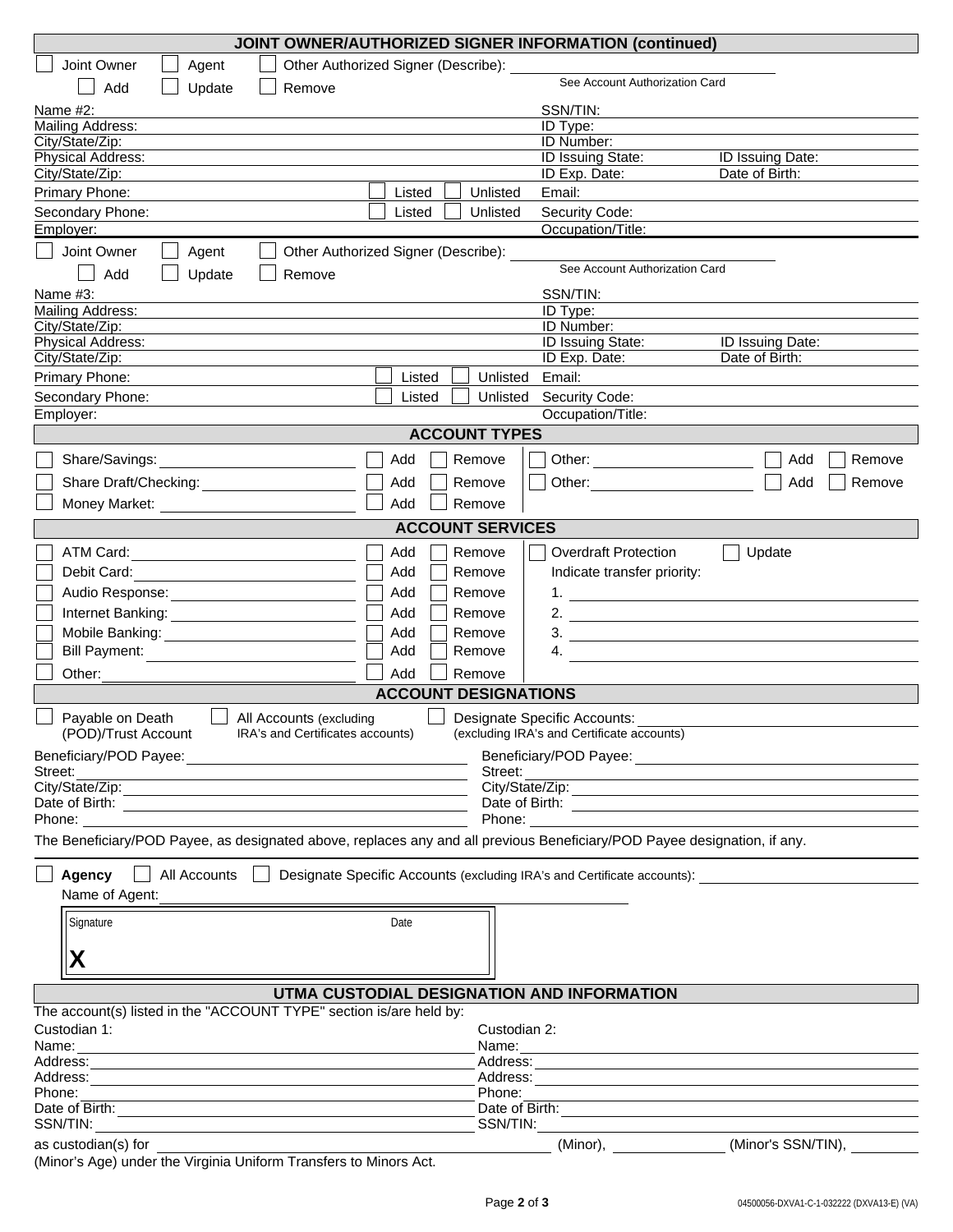## JOINT OWNER/AUTHORIZED SIGNER INFORMATION (continued)

☐ Joint Owner ☐ Agent ☐ Other Authorized Signer (Describe): ____________________
See Account Authorization Card

☐ Add ☐ Update ☐ Remove

| | |
|---|---|
| Name #2: | SSN/TIN: |
| Mailing Address: | ID Type: |
| City/State/Zip: | ID Number: |
| Physical Address: | ID Issuing State: / ID Issuing Date: |
| City/State/Zip: | ID Exp. Date: / Date of Birth: |
| Primary Phone: ☐ Listed ☐ Unlisted | Email: |
| Secondary Phone: ☐ Listed ☐ Unlisted | Security Code: |
| Employer: | Occupation/Title: |

☐ Joint Owner ☐ Agent ☐ Other Authorized Signer (Describe): ____________________
See Account Authorization Card

☐ Add ☐ Update ☐ Remove

| | |
|---|---|
| Name #3: | SSN/TIN: |
| Mailing Address: | ID Type: |
| City/State/Zip: | ID Number: |
| Physical Address: | ID Issuing State: / ID Issuing Date: |
| City/State/Zip: | ID Exp. Date: / Date of Birth: |
| Primary Phone: ☐ Listed ☐ Unlisted | Email: |
| Secondary Phone: ☐ Listed ☐ Unlisted | Security Code: |
| Employer: | Occupation/Title: |

## ACCOUNT TYPES

| | | | | | |
|---|---|---|---|---|---|
| ☐ Share/Savings: ________ | ☐ Add | ☐ Remove | ☐ Other: ________ | ☐ Add | ☐ Remove |
| ☐ Share Draft/Checking: ________ | ☐ Add | ☐ Remove | ☐ Other: ________ | ☐ Add | ☐ Remove |
| ☐ Money Market: ________ | ☐ Add | ☐ Remove | | | |

## ACCOUNT SERVICES

| | | | |
|---|---|---|---|
| ☐ ATM Card: ________ | ☐ Add | ☐ Remove | ☐ Overdraft Protection ☐ Update |
| ☐ Debit Card: ________ | ☐ Add | ☐ Remove | Indicate transfer priority: |
| ☐ Audio Response: ________ | ☐ Add | ☐ Remove | 1. ________ |
| ☐ Internet Banking: ________ | ☐ Add | ☐ Remove | 2. ________ |
| ☐ Mobile Banking: ________ | ☐ Add | ☐ Remove | 3. ________ |
| ☐ Bill Payment: ________ | ☐ Add | ☐ Remove | 4. ________ |
| ☐ Other: ________ | ☐ Add | ☐ Remove | |

## ACCOUNT DESIGNATIONS

☐ Payable on Death (POD)/Trust Account ☐ All Accounts (excluding IRA's and Certificates accounts) ☐ Designate Specific Accounts: ________ (excluding IRA's and Certificate accounts)

| | |
|---|---|
| Beneficiary/POD Payee: | Beneficiary/POD Payee: |
| Street: | Street: |
| City/State/Zip: | City/State/Zip: |
| Date of Birth: | Date of Birth: |
| Phone: | Phone: |

The Beneficiary/POD Payee, as designated above, replaces any and all previous Beneficiary/POD Payee designation, if any.

☐ **Agency** ☐ All Accounts ☐ Designate Specific Accounts (excluding IRA's and Certificate accounts): ________

Name of Agent: ________

Signature ________ Date ________

**X**

## UTMA CUSTODIAL DESIGNATION AND INFORMATION

The account(s) listed in the "ACCOUNT TYPE" section is/are held by:

| Custodian 1: | Custodian 2: |
|---|---|
| Name: | Name: |
| Address: | Address: |
| Address: | Address: |
| Phone: | Phone: |
| Date of Birth: | Date of Birth: |
| SSN/TIN: | SSN/TIN: |

as custodian(s) for ____________________ (Minor), ________ (Minor's SSN/TIN), ________ (Minor's Age) under the Virginia Uniform Transfers to Minors Act.

04500056-DXVA1-C-1-032222 (DXVA13-E) (VA)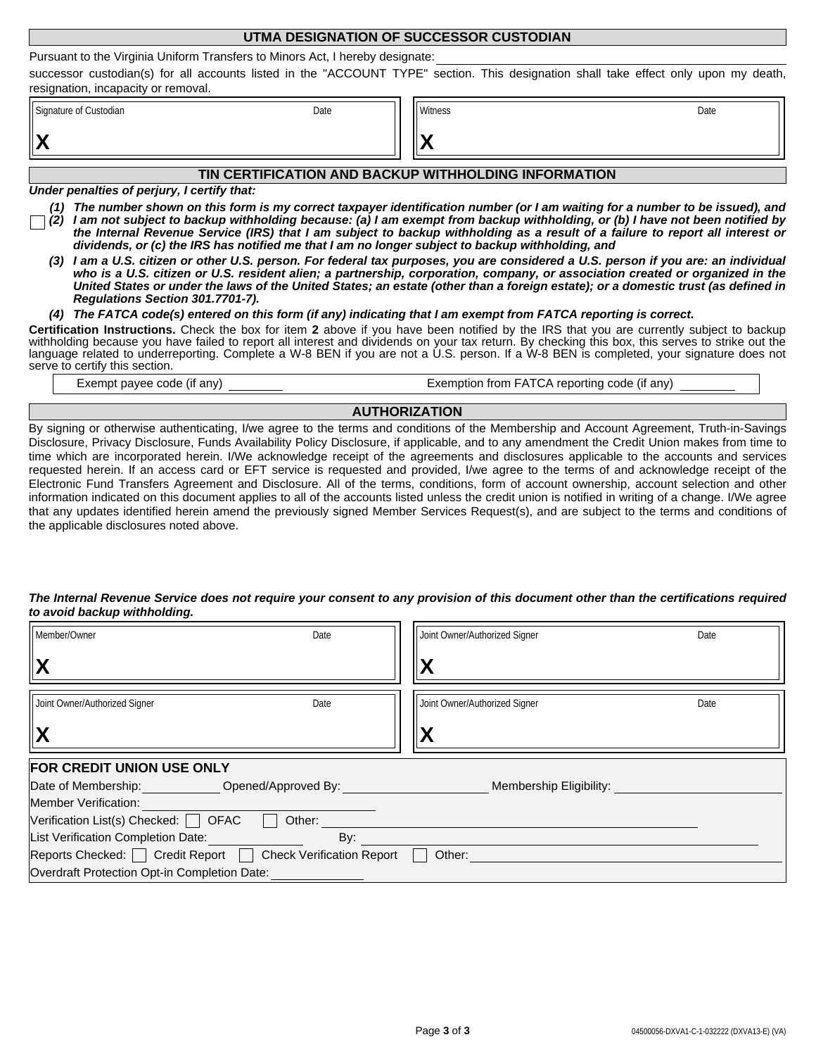## UTMA DESIGNATION OF SUCCESSOR CUSTODIAN

Pursuant to the Virginia Uniform Transfers to Minors Act, I hereby designate: ____________________

successor custodian(s) for all accounts listed in the "ACCOUNT TYPE" section. This designation shall take effect only upon my death, resignation, incapacity or removal.

| Signature of Custodian | Date | Witness | Date |
|---|---|---|---|
| X | | X | |

## TIN CERTIFICATION AND BACKUP WITHHOLDING INFORMATION

***Under penalties of perjury, I certify that:***

***(1) The number shown on this form is my correct taxpayer identification number (or I am waiting for a number to be issued), and***

☐ ***(2) I am not subject to backup withholding because: (a) I am exempt from backup withholding, or (b) I have not been notified by the Internal Revenue Service (IRS) that I am subject to backup withholding as a result of a failure to report all interest or dividends, or (c) the IRS has notified me that I am no longer subject to backup withholding, and***

***(3) I am a U.S. citizen or other U.S. person. For federal tax purposes, you are considered a U.S. person if you are: an individual who is a U.S. citizen or U.S. resident alien; a partnership, corporation, company, or association created or organized in the United States or under the laws of the United States; an estate (other than a foreign estate); or a domestic trust (as defined in Regulations Section 301.7701-7).***

***(4) The FATCA code(s) entered on this form (if any) indicating that I am exempt from FATCA reporting is correct.***

**Certification Instructions.** Check the box for item **2** above if you have been notified by the IRS that you are currently subject to backup withholding because you have failed to report all interest and dividends on your tax return. By checking this box, this serves to strike out the language related to underreporting. Complete a W-8 BEN if you are not a U.S. person. If a W-8 BEN is completed, your signature does not serve to certify this section.

Exempt payee code (if any) ________ Exemption from FATCA reporting code (if any) ________

## AUTHORIZATION

By signing or otherwise authenticating, I/we agree to the terms and conditions of the Membership and Account Agreement, Truth-in-Savings Disclosure, Privacy Disclosure, Funds Availability Policy Disclosure, if applicable, and to any amendment the Credit Union makes from time to time which are incorporated herein. I/We acknowledge receipt of the agreements and disclosures applicable to the accounts and services requested herein. If an access card or EFT service is requested and provided, I/we agree to the terms of and acknowledge receipt of the Electronic Fund Transfers Agreement and Disclosure. All of the terms, conditions, form of account ownership, account selection and other information indicated on this document applies to all of the accounts listed unless the credit union is notified in writing of a change. I/We agree that any updates identified herein amend the previously signed Member Services Request(s), and are subject to the terms and conditions of the applicable disclosures noted above.

***The Internal Revenue Service does not require your consent to any provision of this document other than the certifications required to avoid backup withholding.***

| Member/Owner | Date | Joint Owner/Authorized Signer | Date |
|---|---|---|---|
| X | | X | |
| **Joint Owner/Authorized Signer** | **Date** | **Joint Owner/Authorized Signer** | **Date** |
| X | | X | |

**FOR CREDIT UNION USE ONLY**

Date of Membership: ________ Opened/Approved By: ________ Membership Eligibility: ________

Member Verification: ________

Verification List(s) Checked: ☐ OFAC ☐ Other: ________

List Verification Completion Date: ________ By: ________

Reports Checked: ☐ Credit Report ☐ Check Verification Report ☐ Other: ________

Overdraft Protection Opt-in Completion Date: ________

04500056-DXVA1-C-1-032222 (DXVA13-E) (VA)